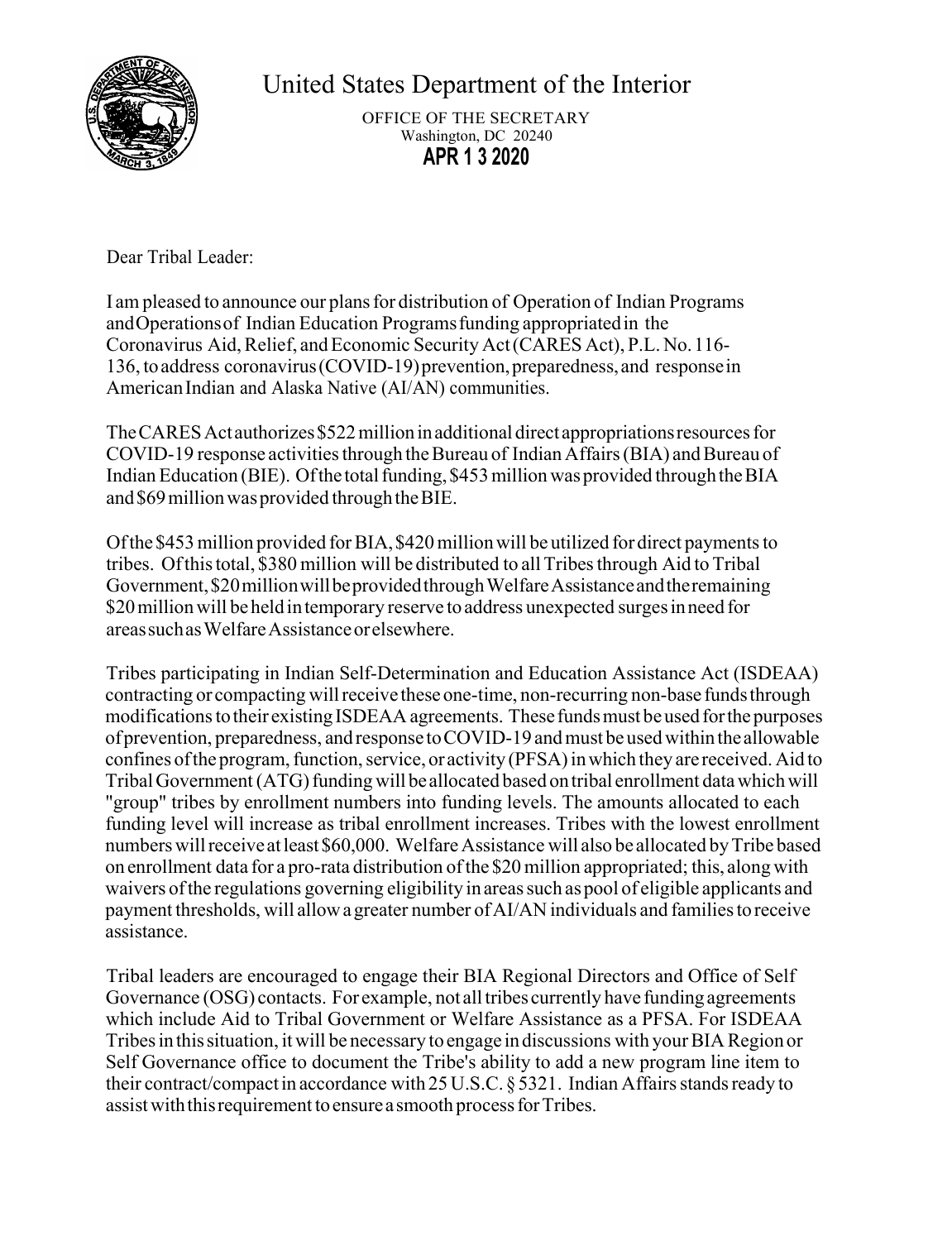# United States Department of the Interior

OFFICE OF THE SECRETARY
Washington, DC 20240

**APR 1 3 2020**

Dear Tribal Leader:

I am pleased to announce our plans for distribution of Operation of Indian Programs and Operations of Indian Education Programs funding appropriated in the Coronavirus Aid, Relief, and Economic Security Act (CARES Act), P.L. No. 116-136, to address coronavirus (COVID-19) prevention, preparedness, and response in American Indian and Alaska Native (AI/AN) communities.

The CARES Act authorizes $522 million in additional direct appropriations resources for COVID-19 response activities through the Bureau of Indian Affairs (BIA) and Bureau of Indian Education (BIE). Of the total funding, $453 million was provided through the BIA and $69 million was provided through the BIE.

Of the $453 million provided for BIA, $420 million will be utilized for direct payments to tribes. Of this total, $380 million will be distributed to all Tribes through Aid to Tribal Government, $20 million will be provided through Welfare Assistance and the remaining $20 million will be held in temporary reserve to address unexpected surges in need for areas such as Welfare Assistance or elsewhere.

Tribes participating in Indian Self-Determination and Education Assistance Act (ISDEAA) contracting or compacting will receive these one-time, non-recurring non-base funds through modifications to their existing ISDEAA agreements. These funds must be used for the purposes of prevention, preparedness, and response to COVID-19 and must be used within the allowable confines of the program, function, service, or activity (PFSA) in which they are received. Aid to Tribal Government (ATG) funding will be allocated based on tribal enrollment data which will "group" tribes by enrollment numbers into funding levels. The amounts allocated to each funding level will increase as tribal enrollment increases. Tribes with the lowest enrollment numbers will receive at least $60,000. Welfare Assistance will also be allocated by Tribe based on enrollment data for a pro-rata distribution of the $20 million appropriated; this, along with waivers of the regulations governing eligibility in areas such as pool of eligible applicants and payment thresholds, will allow a greater number of AI/AN individuals and families to receive assistance.

Tribal leaders are encouraged to engage their BIA Regional Directors and Office of Self Governance (OSG) contacts. For example, not all tribes currently have funding agreements which include Aid to Tribal Government or Welfare Assistance as a PFSA. For ISDEAA Tribes in this situation, it will be necessary to engage in discussions with your BIA Region or Self Governance office to document the Tribe's ability to add a new program line item to their contract/compact in accordance with 25 U.S.C. § 5321. Indian Affairs stands ready to assist with this requirement to ensure a smooth process for Tribes.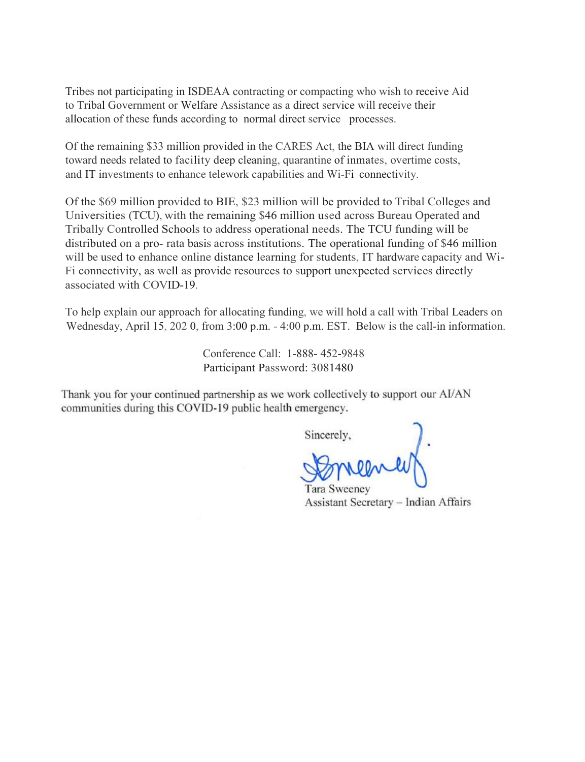Tribes not participating in ISDEAA contracting or compacting who wish to receive Aid to Tribal Government or Welfare Assistance as a direct service will receive their allocation of these funds according to normal direct service processes.

Of the remaining $33 million provided in the CARES Act, the BIA will direct funding toward needs related to facility deep cleaning, quarantine of inmates, overtime costs, and IT investments to enhance telework capabilities and Wi-Fi connectivity.

Of the $69 million provided to BIE, $23 million will be provided to Tribal Colleges and Universities (TCU), with the remaining $46 million used across Bureau Operated and Tribally Controlled Schools to address operational needs. The TCU funding will be distributed on a pro- rata basis across institutions. The operational funding of $46 million will be used to enhance online distance learning for students, IT hardware capacity and Wi-Fi connectivity, as well as provide resources to support unexpected services directly associated with COVID-19.

To help explain our approach for allocating funding, we will hold a call with Tribal Leaders on Wednesday, April 15, 202 0, from 3:00 p.m. - 4:00 p.m. EST. Below is the call-in information.

Conference Call: 1-888- 452-9848
Participant Password: 3081480

Thank you for your continued partnership as we work collectively to support our AI/AN communities during this COVID-19 public health emergency.

Sincerely,

Tara Sweeney
Assistant Secretary – Indian Affairs